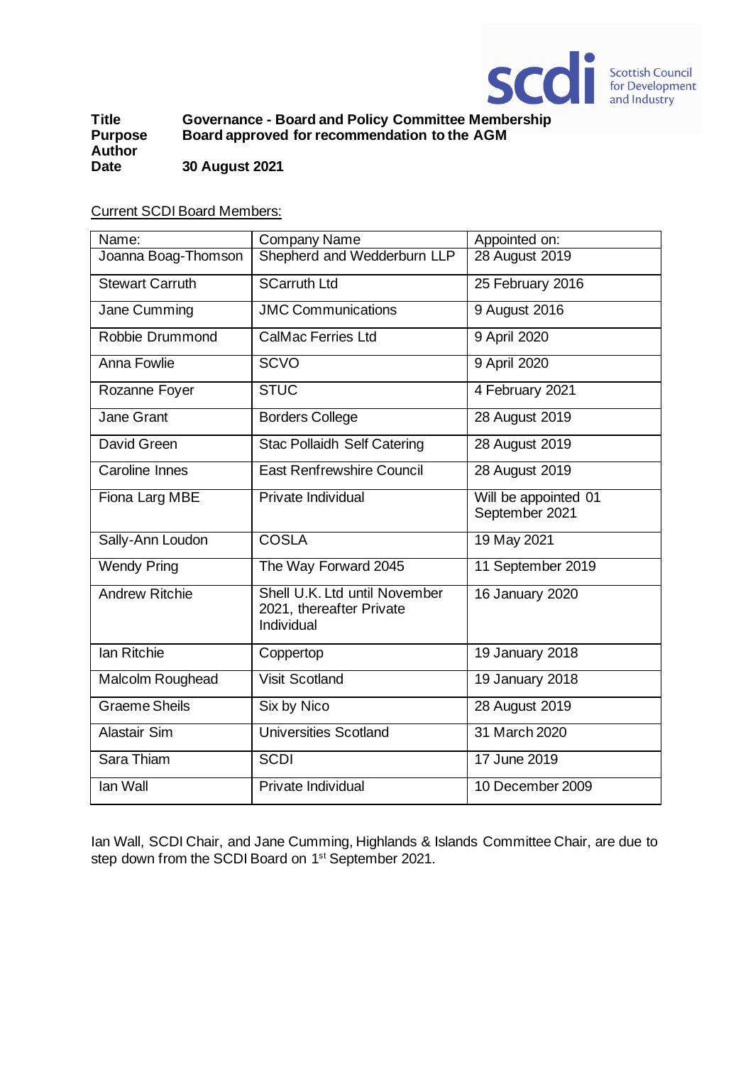| | |
|---|---|
| **Title** | **Governance - Board and Policy Committee Membership** |
| **Purpose** | **Board approved for recommendation to the AGM** |
| **Author** | |
| **Date** | **30 August 2021** |

Current SCDI Board Members:

| Name: | Company Name | Appointed on: |
|---|---|---|
| Joanna Boag-Thomson | Shepherd and Wedderburn LLP | 28 August 2019 |
| Stewart Carruth | SCarruth Ltd | 25 February 2016 |
| Jane Cumming | JMC Communications | 9 August 2016 |
| Robbie Drummond | CalMac Ferries Ltd | 9 April 2020 |
| Anna Fowlie | SCVO | 9 April 2020 |
| Rozanne Foyer | STUC | 4 February 2021 |
| Jane Grant | Borders College | 28 August 2019 |
| David Green | Stac Pollaidh Self Catering | 28 August 2019 |
| Caroline Innes | East Renfrewshire Council | 28 August 2019 |
| Fiona Larg MBE | Private Individual | Will be appointed 01 September 2021 |
| Sally-Ann Loudon | COSLA | 19 May 2021 |
| Wendy Pring | The Way Forward 2045 | 11 September 2019 |
| Andrew Ritchie | Shell U.K. Ltd until November 2021, thereafter Private Individual | 16 January 2020 |
| Ian Ritchie | Coppertop | 19 January 2018 |
| Malcolm Roughead | Visit Scotland | 19 January 2018 |
| Graeme Sheils | Six by Nico | 28 August 2019 |
| Alastair Sim | Universities Scotland | 31 March 2020 |
| Sara Thiam | SCDI | 17 June 2019 |
| Ian Wall | Private Individual | 10 December 2009 |

Ian Wall, SCDI Chair, and Jane Cumming, Highlands & Islands Committee Chair, are due to step down from the SCDI Board on 1st September 2021.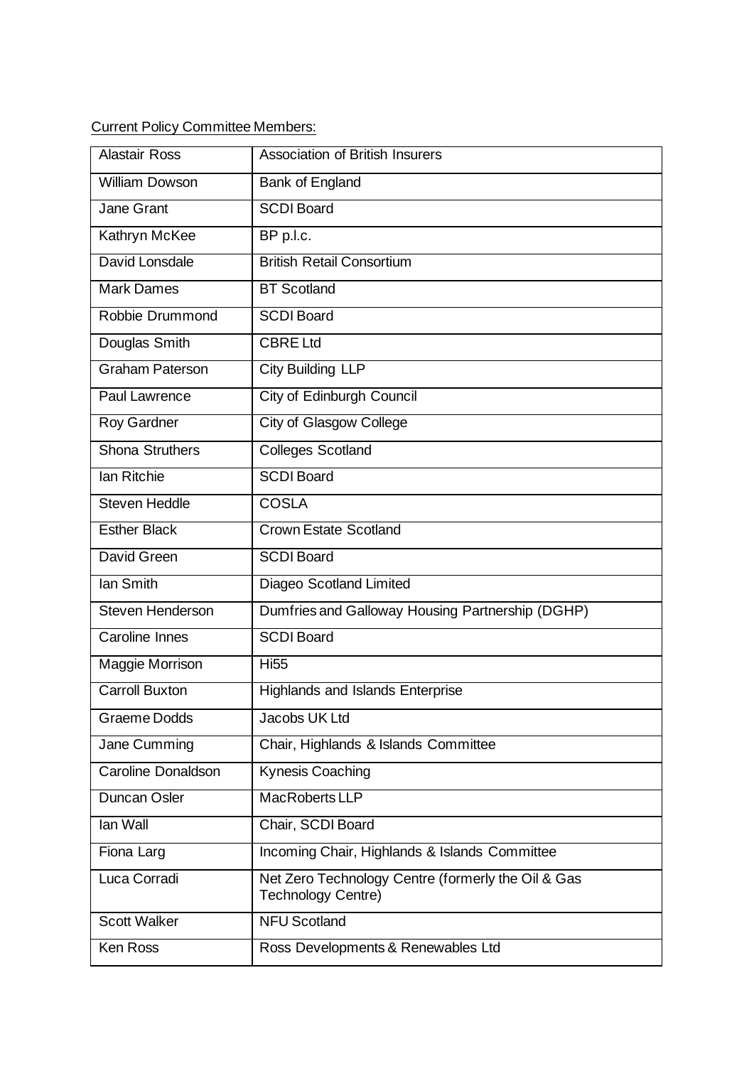Current Policy Committee Members:

| Name | Organisation |
|---|---|
| Alastair Ross | Association of British Insurers |
| William Dowson | Bank of England |
| Jane Grant | SCDI Board |
| Kathryn McKee | BP p.l.c. |
| David Lonsdale | British Retail Consortium |
| Mark Dames | BT Scotland |
| Robbie Drummond | SCDI Board |
| Douglas Smith | CBRE Ltd |
| Graham Paterson | City Building LLP |
| Paul Lawrence | City of Edinburgh Council |
| Roy Gardner | City of Glasgow College |
| Shona Struthers | Colleges Scotland |
| Ian Ritchie | SCDI Board |
| Steven Heddle | COSLA |
| Esther Black | Crown Estate Scotland |
| David Green | SCDI Board |
| Ian Smith | Diageo Scotland Limited |
| Steven Henderson | Dumfries and Galloway Housing Partnership (DGHP) |
| Caroline Innes | SCDI Board |
| Maggie Morrison | Hi55 |
| Carroll Buxton | Highlands and Islands Enterprise |
| Graeme Dodds | Jacobs UK Ltd |
| Jane Cumming | Chair, Highlands & Islands Committee |
| Caroline Donaldson | Kynesis Coaching |
| Duncan Osler | MacRoberts LLP |
| Ian Wall | Chair, SCDI Board |
| Fiona Larg | Incoming Chair, Highlands & Islands Committee |
| Luca Corradi | Net Zero Technology Centre (formerly the Oil & Gas Technology Centre) |
| Scott Walker | NFU Scotland |
| Ken Ross | Ross Developments & Renewables Ltd |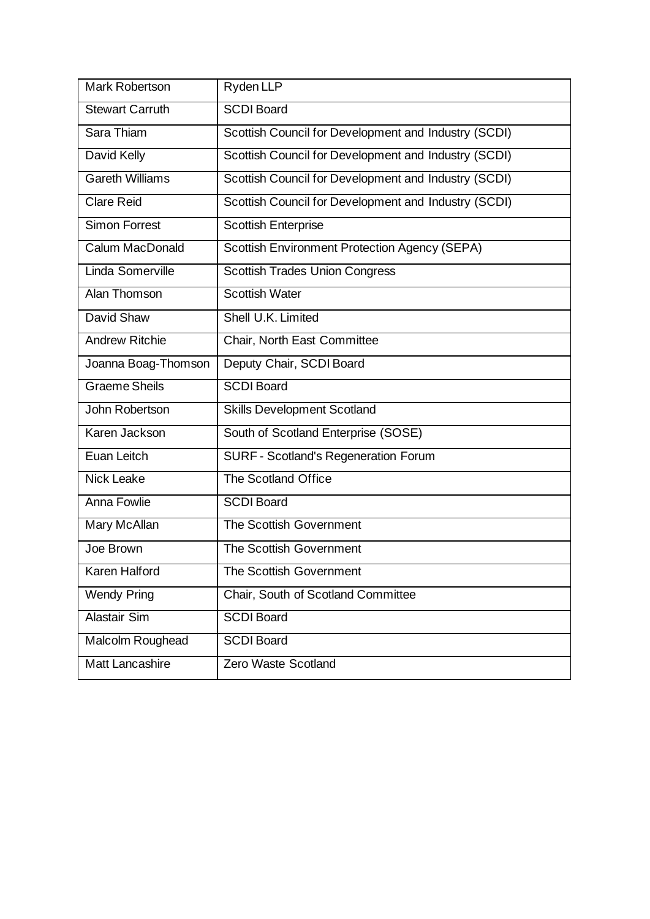| | |
|---|---|
| Mark Robertson | Ryden LLP |
| Stewart Carruth | SCDI Board |
| Sara Thiam | Scottish Council for Development and Industry (SCDI) |
| David Kelly | Scottish Council for Development and Industry (SCDI) |
| Gareth Williams | Scottish Council for Development and Industry (SCDI) |
| Clare Reid | Scottish Council for Development and Industry (SCDI) |
| Simon Forrest | Scottish Enterprise |
| Calum MacDonald | Scottish Environment Protection Agency (SEPA) |
| Linda Somerville | Scottish Trades Union Congress |
| Alan Thomson | Scottish Water |
| David Shaw | Shell U.K. Limited |
| Andrew Ritchie | Chair, North East Committee |
| Joanna Boag-Thomson | Deputy Chair, SCDI Board |
| Graeme Sheils | SCDI Board |
| John Robertson | Skills Development Scotland |
| Karen Jackson | South of Scotland Enterprise (SOSE) |
| Euan Leitch | SURF - Scotland's Regeneration Forum |
| Nick Leake | The Scotland Office |
| Anna Fowlie | SCDI Board |
| Mary McAllan | The Scottish Government |
| Joe Brown | The Scottish Government |
| Karen Halford | The Scottish Government |
| Wendy Pring | Chair, South of Scotland Committee |
| Alastair Sim | SCDI Board |
| Malcolm Roughead | SCDI Board |
| Matt Lancashire | Zero Waste Scotland |